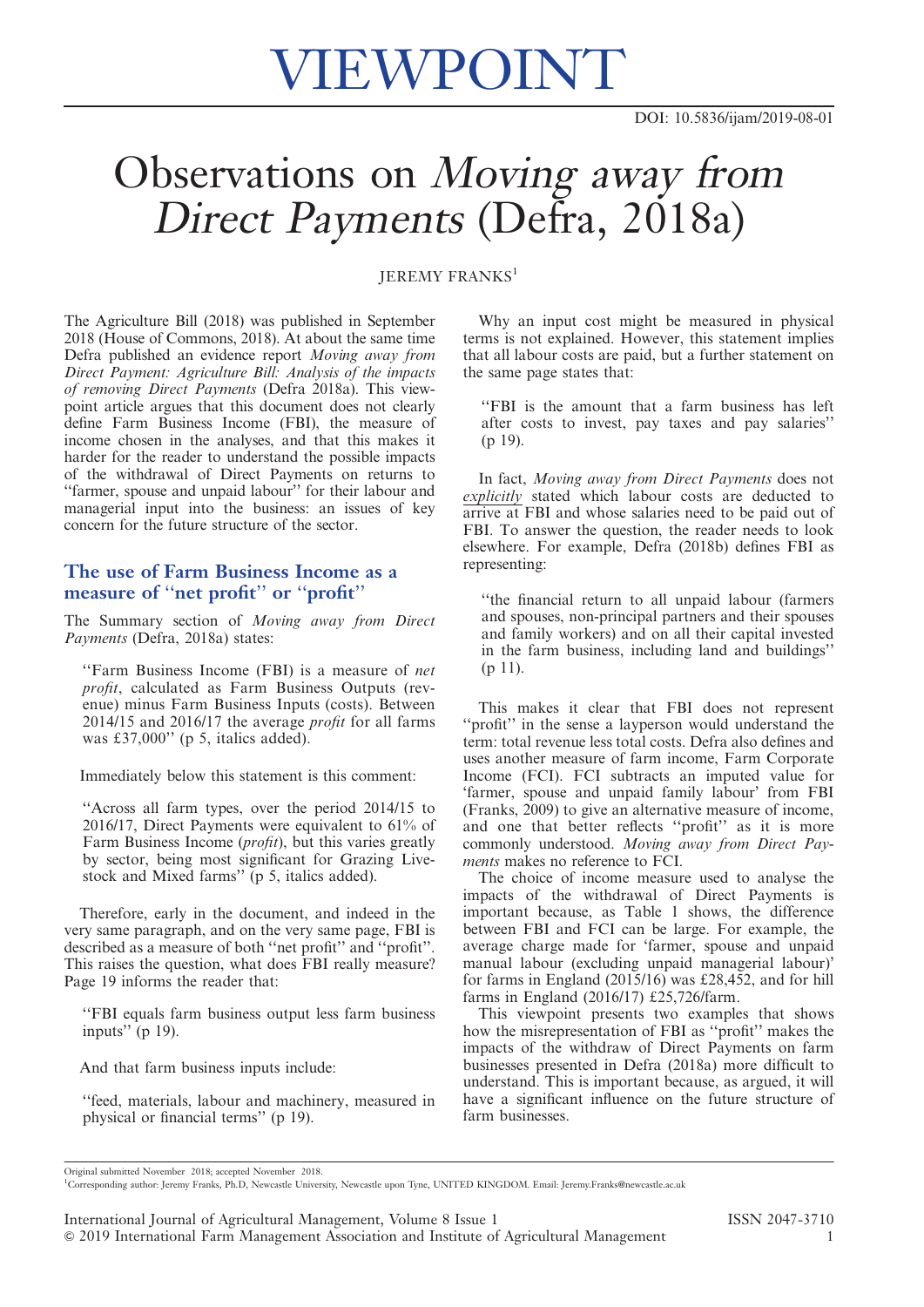# VIEWPOINT

DOI: 10.5836/ijam/2019-08-01

# Observations on *Moving away from Direct Payments* (Defra, 2018a)

JEREMY FRANKS[1]

The Agriculture Bill (2018) was published in September 2018 (House of Commons, 2018). At about the same time Defra published an evidence report *Moving away from Direct Payment: Agriculture Bill: Analysis of the impacts of removing Direct Payments* (Defra 2018a). This viewpoint article argues that this document does not clearly define Farm Business Income (FBI), the measure of income chosen in the analyses, and that this makes it harder for the reader to understand the possible impacts of the withdrawal of Direct Payments on returns to ''farmer, spouse and unpaid labour'' for their labour and managerial input into the business: an issues of key concern for the future structure of the sector.

## The use of Farm Business Income as a measure of ''net profit'' or ''profit''

The Summary section of *Moving away from Direct Payments* (Defra, 2018a) states:

> ''Farm Business Income (FBI) is a measure of *net profit*, calculated as Farm Business Outputs (revenue) minus Farm Business Inputs (costs). Between 2014/15 and 2016/17 the average *profit* for all farms was £37,000'' (p 5, italics added).

Immediately below this statement is this comment:

> ''Across all farm types, over the period 2014/15 to 2016/17, Direct Payments were equivalent to 61% of Farm Business Income (*profit*), but this varies greatly by sector, being most significant for Grazing Livestock and Mixed farms'' (p 5, italics added).

Therefore, early in the document, and indeed in the very same paragraph, and on the very same page, FBI is described as a measure of both ''net profit'' and ''profit''. This raises the question, what does FBI really measure? Page 19 informs the reader that:

> ''FBI equals farm business output less farm business inputs'' (p 19).

And that farm business inputs include:

> ''feed, materials, labour and machinery, measured in physical or financial terms'' (p 19).

Why an input cost might be measured in physical terms is not explained. However, this statement implies that all labour costs are paid, but a further statement on the same page states that:

> ''FBI is the amount that a farm business has left after costs to invest, pay taxes and pay salaries'' (p 19).

In fact, *Moving away from Direct Payments* does not *explicitly* stated which labour costs are deducted to arrive at FBI and whose salaries need to be paid out of FBI. To answer the question, the reader needs to look elsewhere. For example, Defra (2018b) defines FBI as representing:

> ''the financial return to all unpaid labour (farmers and spouses, non-principal partners and their spouses and family workers) and on all their capital invested in the farm business, including land and buildings'' (p 11).

This makes it clear that FBI does not represent ''profit'' in the sense a layperson would understand the term: total revenue less total costs. Defra also defines and uses another measure of farm income, Farm Corporate Income (FCI). FCI subtracts an imputed value for 'farmer, spouse and unpaid family labour' from FBI (Franks, 2009) to give an alternative measure of income, and one that better reflects ''profit'' as it is more commonly understood. *Moving away from Direct Payments* makes no reference to FCI.

The choice of income measure used to analyse the impacts of the withdrawal of Direct Payments is important because, as Table 1 shows, the difference between FBI and FCI can be large. For example, the average charge made for 'farmer, spouse and unpaid manual labour (excluding unpaid managerial labour)' for farms in England (2015/16) was £28,452, and for hill farms in England (2016/17) £25,726/farm.

This viewpoint presents two examples that shows how the misrepresentation of FBI as ''profit'' makes the impacts of the withdraw of Direct Payments on farm businesses presented in Defra (2018a) more difficult to understand. This is important because, as argued, it will have a significant influence on the future structure of farm businesses.

---

Original submitted November 2018; accepted November 2018.

[1] Corresponding author: Jeremy Franks, Ph.D, Newcastle University, Newcastle upon Tyne, UNITED KINGDOM. Email: Jeremy.Franks@newcastle.ac.uk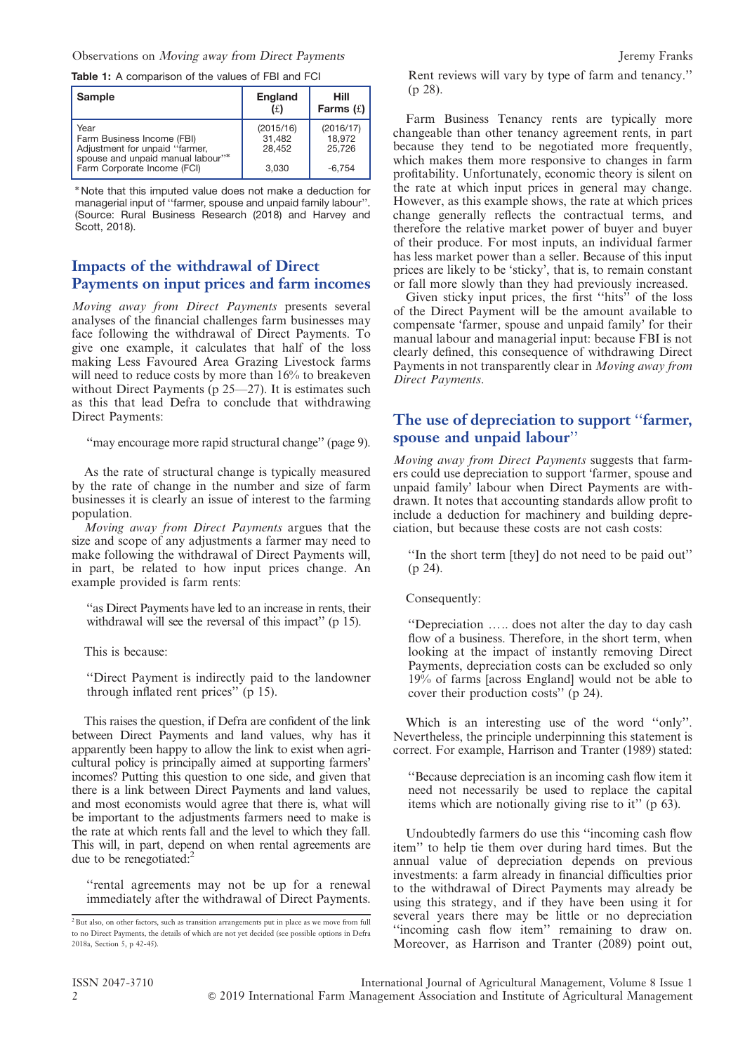**Table 1:** A comparison of the values of FBI and FCI

| Sample | England (£) | Hill Farms (£) |
|---|---|---|
| Year | (2015/16) | (2016/17) |
| Farm Business Income (FBI) | 31,482 | 18,972 |
| Adjustment for unpaid "farmer, spouse and unpaid manual labour"* | 28,452 | 25,726 |
| Farm Corporate Income (FCI) | 3,030 | -6,754 |

*Note that this imputed value does not make a deduction for managerial input of "farmer, spouse and unpaid family labour". (Source: Rural Business Research (2018) and Harvey and Scott, 2018).

## Impacts of the withdrawal of Direct Payments on input prices and farm incomes

*Moving away from Direct Payments* presents several analyses of the financial challenges farm businesses may face following the withdrawal of Direct Payments. To give one example, it calculates that half of the loss making Less Favoured Area Grazing Livestock farms will need to reduce costs by more than 16% to breakeven without Direct Payments (p 25—27). It is estimates such as this that lead Defra to conclude that withdrawing Direct Payments:

> "may encourage more rapid structural change" (page 9).

As the rate of structural change is typically measured by the rate of change in the number and size of farm businesses it is clearly an issue of interest to the farming population.

*Moving away from Direct Payments* argues that the size and scope of any adjustments a farmer may need to make following the withdrawal of Direct Payments will, in part, be related to how input prices change. An example provided is farm rents:

> "as Direct Payments have led to an increase in rents, their withdrawal will see the reversal of this impact" (p 15).

This is because:

> "Direct Payment is indirectly paid to the landowner through inflated rent prices" (p 15).

This raises the question, if Defra are confident of the link between Direct Payments and land values, why has it apparently been happy to allow the link to exist when agricultural policy is principally aimed at supporting farmers' incomes? Putting this question to one side, and given that there is a link between Direct Payments and land values, and most economists would agree that there is, what will be important to the adjustments farmers need to make is the rate at which rents fall and the level to which they fall. This will, in part, depend on when rental agreements are due to be renegotiated:[2]

> "rental agreements may not be up for a renewal immediately after the withdrawal of Direct Payments. Rent reviews will vary by type of farm and tenancy." (p 28).

Farm Business Tenancy rents are typically more changeable than other tenancy agreement rents, in part because they tend to be negotiated more frequently, which makes them more responsive to changes in farm profitability. Unfortunately, economic theory is silent on the rate at which input prices in general may change. However, as this example shows, the rate at which prices change generally reflects the contractual terms, and therefore the relative market power of buyer and buyer of their produce. For most inputs, an individual farmer has less market power than a seller. Because of this input prices are likely to be 'sticky', that is, to remain constant or fall more slowly than they had previously increased.

Given sticky input prices, the first "hits" of the loss of the Direct Payment will be the amount available to compensate 'farmer, spouse and unpaid family' for their manual labour and managerial input: because FBI is not clearly defined, this consequence of withdrawing Direct Payments in not transparently clear in *Moving away from Direct Payments*.

## The use of depreciation to support "farmer, spouse and unpaid labour"

*Moving away from Direct Payments* suggests that farmers could use depreciation to support 'farmer, spouse and unpaid family' labour when Direct Payments are withdrawn. It notes that accounting standards allow profit to include a deduction for machinery and building depreciation, but because these costs are not cash costs:

> "In the short term [they] do not need to be paid out" (p 24).

Consequently:

> "Depreciation ….. does not alter the day to day cash flow of a business. Therefore, in the short term, when looking at the impact of instantly removing Direct Payments, depreciation costs can be excluded so only 19% of farms [across England] would not be able to cover their production costs" (p 24).

Which is an interesting use of the word "only". Nevertheless, the principle underpinning this statement is correct. For example, Harrison and Tranter (1989) stated:

> "Because depreciation is an incoming cash flow item it need not necessarily be used to replace the capital items which are notionally giving rise to it" (p 63).

Undoubtedly farmers do use this "incoming cash flow item" to help tie them over during hard times. But the annual value of depreciation depends on previous investments: a farm already in financial difficulties prior to the withdrawal of Direct Payments may already be using this strategy, and if they have been using it for several years there may be little or no depreciation "incoming cash flow item" remaining to draw on. Moreover, as Harrison and Tranter (2089) point out,

[2] But also, on other factors, such as transition arrangements put in place as we move from full to no Direct Payments, the details of which are not yet decided (see possible options in Defra 2018a, Section 5, p 42-45).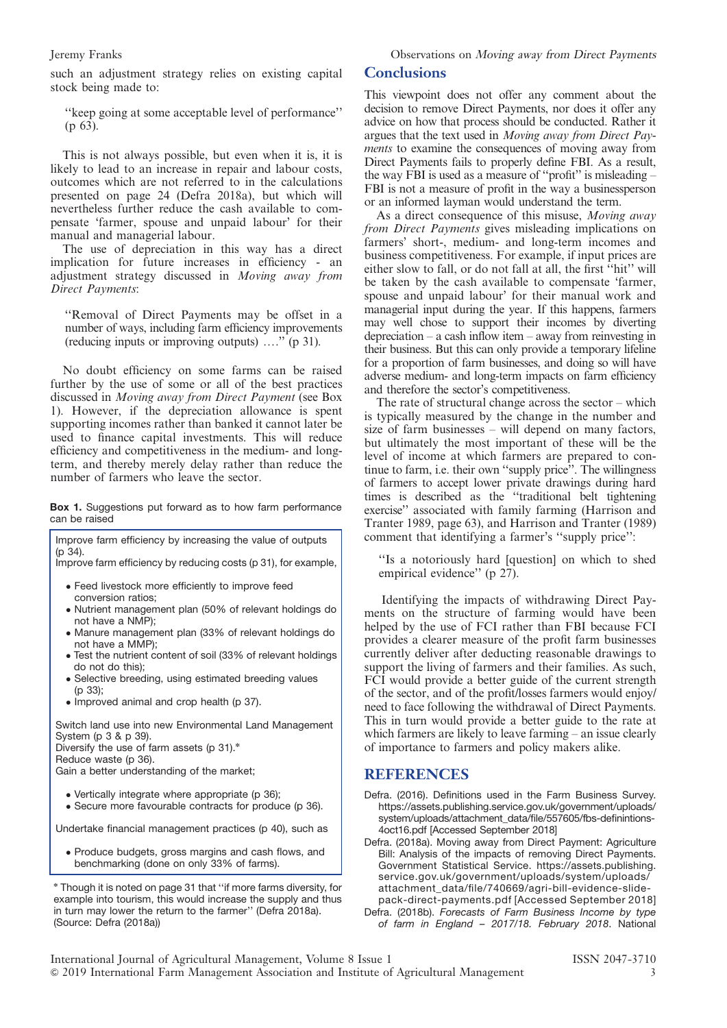such an adjustment strategy relies on existing capital stock being made to:

> "keep going at some acceptable level of performance" (p 63).

This is not always possible, but even when it is, it is likely to lead to an increase in repair and labour costs, outcomes which are not referred to in the calculations presented on page 24 (Defra 2018a), but which will nevertheless further reduce the cash available to compensate 'farmer, spouse and unpaid labour' for their manual and managerial labour.

The use of depreciation in this way has a direct implication for future increases in efficiency - an adjustment strategy discussed in *Moving away from Direct Payments*:

> "Removal of Direct Payments may be offset in a number of ways, including farm efficiency improvements (reducing inputs or improving outputs) …." (p 31).

No doubt efficiency on some farms can be raised further by the use of some or all of the best practices discussed in *Moving away from Direct Payment* (see Box 1). However, if the depreciation allowance is spent supporting incomes rather than banked it cannot later be used to finance capital investments. This will reduce efficiency and competitiveness in the medium- and long-term, and thereby merely delay rather than reduce the number of farmers who leave the sector.

**Box 1.** Suggestions put forward as to how farm performance can be raised

Improve farm efficiency by increasing the value of outputs (p 34).
Improve farm efficiency by reducing costs (p 31), for example,

- Feed livestock more efficiently to improve feed conversion ratios;
- Nutrient management plan (50% of relevant holdings do not have a NMP);
- Manure management plan (33% of relevant holdings do not have a MMP);
- Test the nutrient content of soil (33% of relevant holdings do not do this);
- Selective breeding, using estimated breeding values (p 33);
- Improved animal and crop health (p 37).

Switch land use into new Environmental Land Management System (p 3 & p 39).
Diversify the use of farm assets (p 31).*
Reduce waste (p 36).
Gain a better understanding of the market;

- Vertically integrate where appropriate (p 36);
- Secure more favourable contracts for produce (p 36).

Undertake financial management practices (p 40), such as

- Produce budgets, gross margins and cash flows, and benchmarking (done on only 33% of farms).

\* Though it is noted on page 31 that "if more farms diversity, for example into tourism, this would increase the supply and thus in turn may lower the return to the farmer" (Defra 2018a).
(Source: Defra (2018a))

## Conclusions

This viewpoint does not offer any comment about the decision to remove Direct Payments, nor does it offer any advice on how that process should be conducted. Rather it argues that the text used in *Moving away from Direct Payments* to examine the consequences of moving away from Direct Payments fails to properly define FBI. As a result, the way FBI is used as a measure of "profit" is misleading – FBI is not a measure of profit in the way a businessperson or an informed layman would understand the term.

As a direct consequence of this misuse, *Moving away from Direct Payments* gives misleading implications on farmers' short-, medium- and long-term incomes and business competitiveness. For example, if input prices are either slow to fall, or do not fall at all, the first "hit" will be taken by the cash available to compensate 'farmer, spouse and unpaid labour' for their manual work and managerial input during the year. If this happens, farmers may well chose to support their incomes by diverting depreciation – a cash inflow item – away from reinvesting in their business. But this can only provide a temporary lifeline for a proportion of farm businesses, and doing so will have adverse medium- and long-term impacts on farm efficiency and therefore the sector's competitiveness.

The rate of structural change across the sector – which is typically measured by the change in the number and size of farm businesses – will depend on many factors, but ultimately the most important of these will be the level of income at which farmers are prepared to continue to farm, i.e. their own "supply price". The willingness of farmers to accept lower private drawings during hard times is described as the "traditional belt tightening exercise" associated with family farming (Harrison and Tranter 1989, page 63), and Harrison and Tranter (1989) comment that identifying a farmer's "supply price":

> "Is a notoriously hard [question] on which to shed empirical evidence" (p 27).

Identifying the impacts of withdrawing Direct Payments on the structure of farming would have been helped by the use of FCI rather than FBI because FCI provides a clearer measure of the profit farm businesses currently deliver after deducting reasonable drawings to support the living of farmers and their families. As such, FCI would provide a better guide of the current strength of the sector, and of the profit/losses farmers would enjoy/need to face following the withdrawal of Direct Payments. This in turn would provide a better guide to the rate at which farmers are likely to leave farming – an issue clearly of importance to farmers and policy makers alike.

## REFERENCES

Defra. (2016). Definitions used in the Farm Business Survey. https://assets.publishing.service.gov.uk/government/uploads/system/uploads/attachment_data/file/557605/fbs-definintions-4oct16.pdf [Accessed September 2018]

Defra. (2018a). Moving away from Direct Payment: Agriculture Bill: Analysis of the impacts of removing Direct Payments. Government Statistical Service. https://assets.publishing.service.gov.uk/government/uploads/system/uploads/attachment_data/file/740669/agri-bill-evidence-slide-pack-direct-payments.pdf [Accessed September 2018]

Defra. (2018b). *Forecasts of Farm Business Income by type of farm in England – 2017/18. February 2018*. National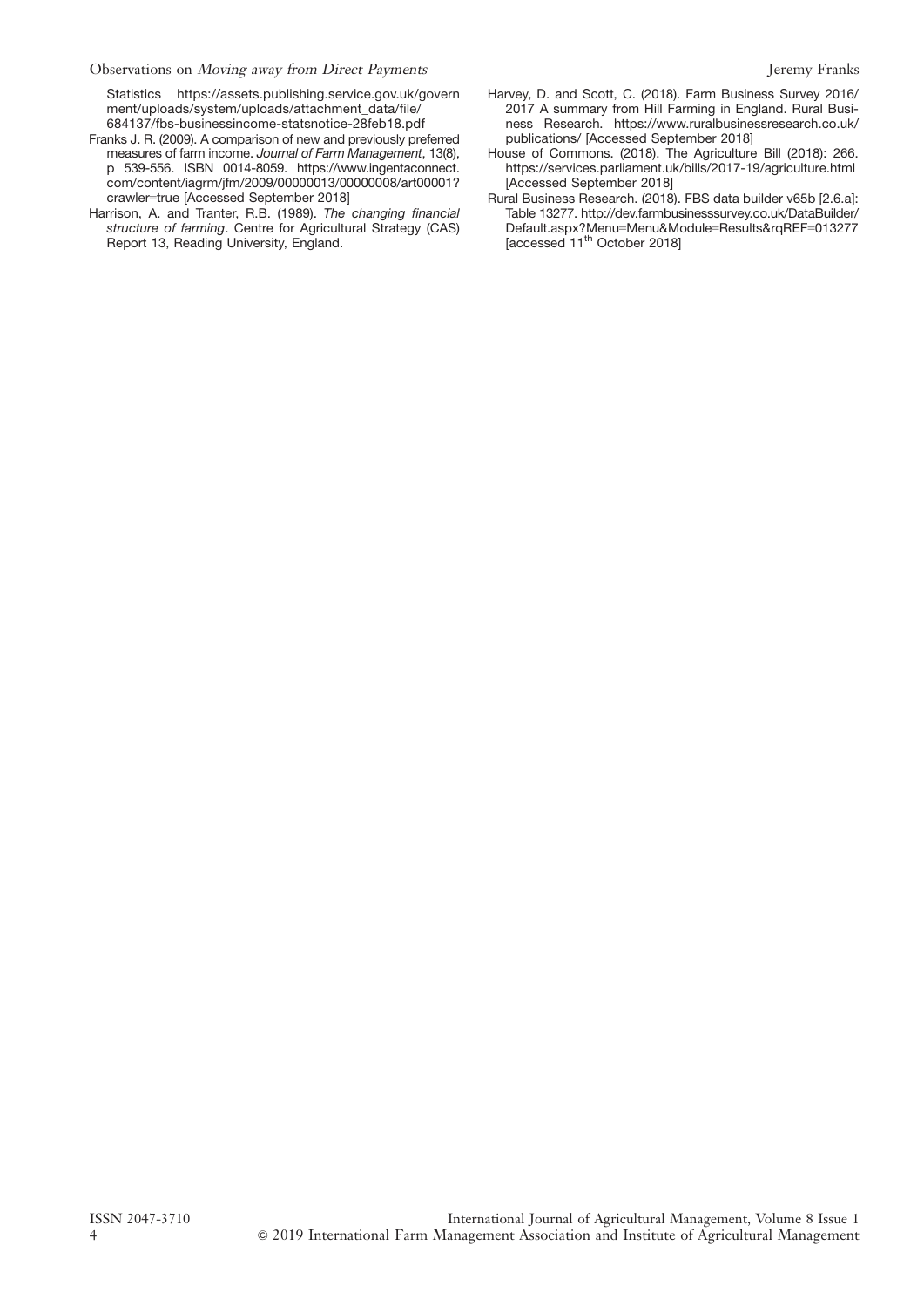Statistics https://assets.publishing.service.gov.uk/government/uploads/system/uploads/attachment_data/file/684137/fbs-businessincome-statsnotice-28feb18.pdf

Franks J. R. (2009). A comparison of new and previously preferred measures of farm income. *Journal of Farm Management*, 13(8), p 539-556. ISBN 0014-8059. https://www.ingentaconnect.com/content/iagrm/jfm/2009/00000013/00000008/art00001?crawler=true [Accessed September 2018]

Harrison, A. and Tranter, R.B. (1989). *The changing financial structure of farming*. Centre for Agricultural Strategy (CAS) Report 13, Reading University, England.

Harvey, D. and Scott, C. (2018). Farm Business Survey 2016/2017 A summary from Hill Farming in England. Rural Business Research. https://www.ruralbusinessresearch.co.uk/publications/ [Accessed September 2018]

House of Commons. (2018). The Agriculture Bill (2018): 266. https://services.parliament.uk/bills/2017-19/agriculture.html [Accessed September 2018]

Rural Business Research. (2018). FBS data builder v65b [2.6.a]: Table 13277. http://dev.farmbusinesssurvey.co.uk/DataBuilder/Default.aspx?Menu=Menu&Module=Results&rqREF=013277 [accessed 11th October 2018]